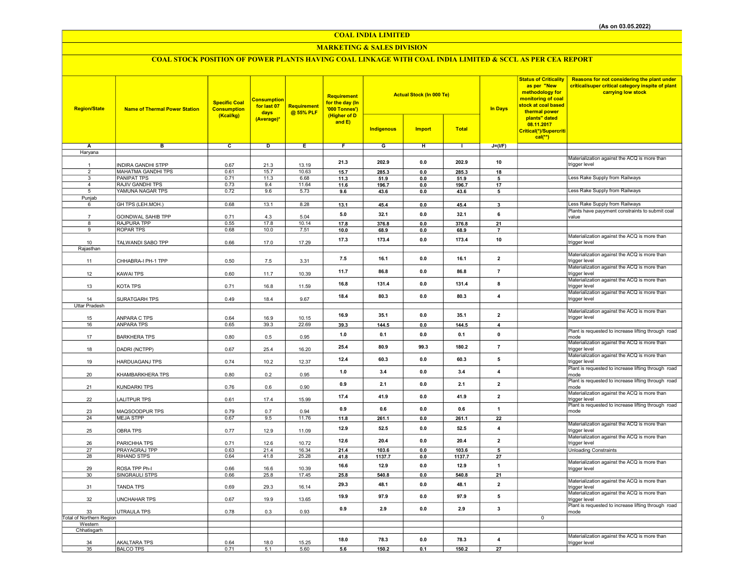(As on 03.05.2022)

# COAL INDIA LIMITED

## MARKETING & SALES DIVISION

### COAL STOCK POSITION OF POWER PLANTS HAVING COAL LINKAGE WITH COAL INDIA LIMITED & SCCL AS PER CEA REPORT

| Region/State | Name of Thermal Power Station | Specific Coal Consumption (Kcal/kg) | Consumption for last 07 days (Average)* | Requirement @ 55% PLF | Requirement for the day (In '000 Tonnes') (Higher of D and E) | Actual Stock (In 000 Te) | | | In Days | Status of Criticality as per "New methodology for monitoring of coal stock at coal based thermal power plants" dated 08.11.2017 Critical(*)/Supercritical(**) | Reasons for not considering the plant under critical/super critical category inspite of plant carrying low stock |
|---|---|---|---|---|---|---|---|---|---|---|---|
| | | | | | | Indigenous | Import | Total | | | |
| A | B | C | D | E | F | G | H | I | J=(I/F) | | |
| Haryana | | | | | | | | | | | |
| 1 | INDIRA GANDHI STPP | 0.67 | 21.3 | 13.19 | 21.3 | 202.9 | 0.0 | 202.9 | 10 | | Materialization against the ACQ is more than trigger level |
| 2 | MAHATMA GANDHI TPS | 0.61 | 15.7 | 10.63 | 15.7 | 285.3 | 0.0 | 285.3 | 18 | | |
| 3 | PANIPAT TPS | 0.71 | 11.3 | 6.68 | 11.3 | 51.9 | 0.0 | 51.9 | 5 | | Less Rake Supply from Railways |
| 4 | RAJIV GANDHI TPS | 0.73 | 9.4 | 11.64 | 11.6 | 196.7 | 0.0 | 196.7 | 17 | | |
| 5 | YAMUNA NAGAR TPS | 0.72 | 9.6 | 5.73 | 9.6 | 43.6 | 0.0 | 43.6 | 5 | | Less Rake Supply from Railways |
| Punjab | | | | | | | | | | | |
| 6 | GH TPS (LEH.MOH.) | 0.68 | 13.1 | 8.28 | 13.1 | 45.4 | 0.0 | 45.4 | 3 | | Less Rake Supply from Railways |
| 7 | GOINDWAL SAHIB TPP | 0.71 | 4.3 | 5.04 | 5.0 | 32.1 | 0.0 | 32.1 | 6 | | Plants have payyment constraints to submit coal value |
| 8 | RAJPURA TPP | 0.55 | 17.8 | 10.14 | 17.8 | 376.8 | 0.0 | 376.8 | 21 | | |
| 9 | ROPAR TPS | 0.68 | 10.0 | 7.51 | 10.0 | 68.9 | 0.0 | 68.9 | 7 | | |
| 10 | TALWANDI SABO TPP | 0.66 | 17.0 | 17.29 | 17.3 | 173.4 | 0.0 | 173.4 | 10 | | Materialization against the ACQ is more than trigger level |
| Rajasthan | | | | | | | | | | | |
| 11 | CHHABRA-I PH-1 TPP | 0.50 | 7.5 | 3.31 | 7.5 | 16.1 | 0.0 | 16.1 | 2 | | Materialization against the ACQ is more than trigger level |
| 12 | KAWAI TPS | 0.60 | 11.7 | 10.39 | 11.7 | 86.8 | 0.0 | 86.8 | 7 | | Materialization against the ACQ is more than trigger level |
| 13 | KOTA TPS | 0.71 | 16.8 | 11.59 | 16.8 | 131.4 | 0.0 | 131.4 | 8 | | Materialization against the ACQ is more than trigger level |
| 14 | SURATGARH TPS | 0.49 | 18.4 | 9.67 | 18.4 | 80.3 | 0.0 | 80.3 | 4 | | Materialization against the ACQ is more than trigger level |
| Uttar Pradesh | | | | | | | | | | | |
| 15 | ANPARA C TPS | 0.64 | 16.9 | 10.15 | 16.9 | 35.1 | 0.0 | 35.1 | 2 | | Materialization against the ACQ is more than trigger level |
| 16 | ANPARA TPS | 0.65 | 39.3 | 22.69 | 39.3 | 144.5 | 0.0 | 144.5 | 4 | | |
| 17 | BARKHERA TPS | 0.80 | 0.5 | 0.95 | 1.0 | 0.1 | 0.0 | 0.1 | 0 | | Plant is requested to increase lifting through road mode |
| 18 | DADRI (NCTPP) | 0.67 | 25.4 | 16.20 | 25.4 | 80.9 | 99.3 | 180.2 | 7 | | Materialization against the ACQ is more than trigger level |
| 19 | HARDUAGANJ TPS | 0.74 | 10.2 | 12.37 | 12.4 | 60.3 | 0.0 | 60.3 | 5 | | Materialization against the ACQ is more than trigger level |
| 20 | KHAMBARKHERA TPS | 0.80 | 0.2 | 0.95 | 1.0 | 3.4 | 0.0 | 3.4 | 4 | | Plant is requested to increase lifting through road mode |
| 21 | KUNDARKI TPS | 0.76 | 0.6 | 0.90 | 0.9 | 2.1 | 0.0 | 2.1 | 2 | | Plant is requested to increase lifting through road mode |
| 22 | LALITPUR TPS | 0.61 | 17.4 | 15.99 | 17.4 | 41.9 | 0.0 | 41.9 | 2 | | Materialization against the ACQ is more than trigger level |
| 23 | MAQSOODPUR TPS | 0.79 | 0.7 | 0.94 | 0.9 | 0.6 | 0.0 | 0.6 | 1 | | Plant is requested to increase lifting through road mode |
| 24 | MEJA STPP | 0.67 | 9.5 | 11.76 | 11.8 | 261.1 | 0.0 | 261.1 | 22 | | |
| 25 | OBRA TPS | 0.77 | 12.9 | 11.09 | 12.9 | 52.5 | 0.0 | 52.5 | 4 | | Materialization against the ACQ is more than trigger level |
| 26 | PARICHHA TPS | 0.71 | 12.6 | 10.72 | 12.6 | 20.4 | 0.0 | 20.4 | 2 | | Materialization against the ACQ is more than trigger level |
| 27 | PRAYAGRAJ TPP | 0.63 | 21.4 | 16.34 | 21.4 | 103.6 | 0.0 | 103.6 | 5 | | Unloading Constraints |
| 28 | RIHAND STPS | 0.64 | 41.8 | 25.28 | 41.8 | 1137.7 | 0.0 | 1137.7 | 27 | | |
| 29 | ROSA TPP Ph-I | 0.66 | 16.6 | 10.39 | 16.6 | 12.9 | 0.0 | 12.9 | 1 | | Materialization against the ACQ is more than trigger level |
| 30 | SINGRAULI STPS | 0.66 | 25.8 | 17.45 | 25.8 | 540.8 | 0.0 | 540.8 | 21 | | |
| 31 | TANDA TPS | 0.69 | 29.3 | 16.14 | 29.3 | 48.1 | 0.0 | 48.1 | 2 | | Materialization against the ACQ is more than trigger level |
| 32 | UNCHAHAR TPS | 0.67 | 19.9 | 13.65 | 19.9 | 97.9 | 0.0 | 97.9 | 5 | | Materialization against the ACQ is more than trigger level |
| 33 | UTRAULA TPS | 0.78 | 0.3 | 0.93 | 0.9 | 2.9 | 0.0 | 2.9 | 3 | | Plant is requested to increase lifting through road mode |
| Total of Northern Region | | | | | | | | | | 0 | |
| Western | | | | | | | | | | | |
| Chhatisgarh | | | | | | | | | | | |
| 34 | AKALTARA TPS | 0.64 | 18.0 | 15.25 | 18.0 | 78.3 | 0.0 | 78.3 | 4 | | Materialization against the ACQ is more than trigger level |
| 35 | BALCO TPS | 0.71 | 5.1 | 5.60 | 5.6 | 150.2 | 0.1 | 150.2 | 27 | | |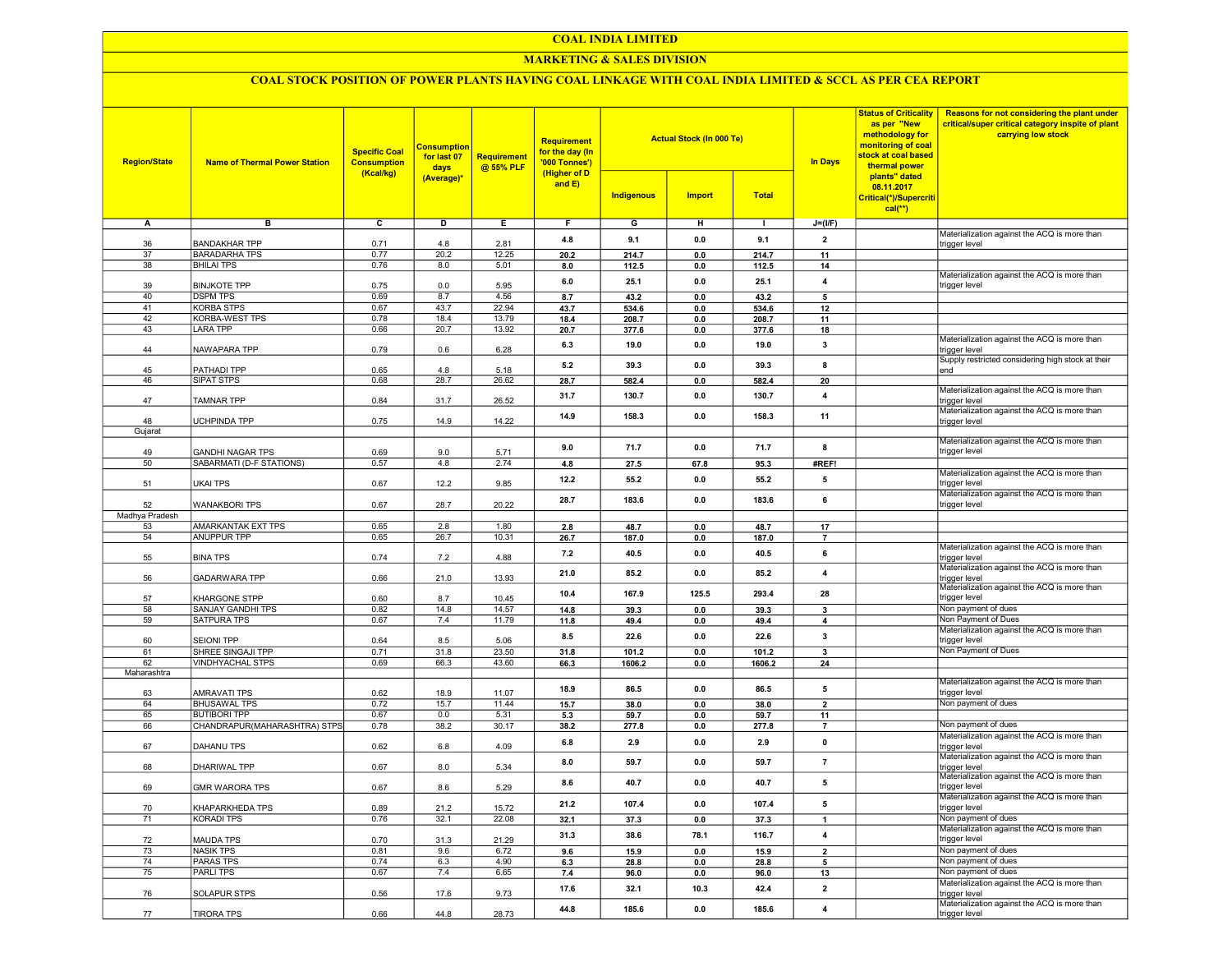# COAL INDIA LIMITED

## MARKETING & SALES DIVISION

### COAL STOCK POSITION OF POWER PLANTS HAVING COAL LINKAGE WITH COAL INDIA LIMITED & SCCL AS PER CEA REPORT

| Region/State | Name of Thermal Power Station | Specific Coal Consumption (Kcal/kg) | Consumption for last 07 days (Average)* | Requirement @ 55% PLF | Requirement for the day (In '000 Tonnes') (Higher of D and E) | Actual Stock (In 000 Te) | | | In Days | Status of Criticality as per "New methodology for monitoring of coal stock at coal based thermal power plants" dated 08.11.2017 Critical(*)/Supercritical(**) | Reasons for not considering the plant under critical/super critical category inspite of plant carrying low stock |
|---|---|---|---|---|---|---|---|---|---|---|---|
| | | | | | | Indigenous | Import | Total | | | |
| A | B | C | D | E | F | G | H | I | J=(I/F) | | |
| 36 | BANDAKHAR TPP | 0.71 | 4.8 | 2.81 | 4.8 | 9.1 | 0.0 | 9.1 | 2 | | Materialization against the ACQ is more than trigger level |
| 37 | BARADARHA TPS | 0.77 | 20.2 | 12.25 | 20.2 | 214.7 | 0.0 | 214.7 | 11 | | |
| 38 | BHILAI TPS | 0.76 | 8.0 | 5.01 | 8.0 | 112.5 | 0.0 | 112.5 | 14 | | |
| 39 | BINJKOTE TPP | 0.75 | 0.0 | 5.95 | 6.0 | 25.1 | 0.0 | 25.1 | 4 | | Materialization against the ACQ is more than trigger level |
| 40 | DSPM TPS | 0.69 | 8.7 | 4.56 | 8.7 | 43.2 | 0.0 | 43.2 | 5 | | |
| 41 | KORBA STPS | 0.67 | 43.7 | 22.94 | 43.7 | 534.6 | 0.0 | 534.6 | 12 | | |
| 42 | KORBA-WEST TPS | 0.78 | 18.4 | 13.79 | 18.4 | 208.7 | 0.0 | 208.7 | 11 | | |
| 43 | LARA TPP | 0.66 | 20.7 | 13.92 | 20.7 | 377.6 | 0.0 | 377.6 | 18 | | |
| 44 | NAWAPARA TPP | 0.79 | 0.6 | 6.28 | 6.3 | 19.0 | 0.0 | 19.0 | 3 | | Materialization against the ACQ is more than trigger level |
| 45 | PATHADI TPP | 0.65 | 4.8 | 5.18 | 5.2 | 39.3 | 0.0 | 39.3 | 8 | | Supply restricted considering high stock at their end |
| 46 | SIPAT STPS | 0.68 | 28.7 | 26.62 | 28.7 | 582.4 | 0.0 | 582.4 | 20 | | |
| 47 | TAMNAR TPP | 0.84 | 31.7 | 26.52 | 31.7 | 130.7 | 0.0 | 130.7 | 4 | | Materialization against the ACQ is more than trigger level |
| 48 | UCHPINDA TPP | 0.75 | 14.9 | 14.22 | 14.9 | 158.3 | 0.0 | 158.3 | 11 | | Materialization against the ACQ is more than trigger level |
| Gujarat | | | | | | | | | | | |
| 49 | GANDHI NAGAR TPS | 0.69 | 9.0 | 5.71 | 9.0 | 71.7 | 0.0 | 71.7 | 8 | | Materialization against the ACQ is more than trigger level |
| 50 | SABARMATI (D-F STATIONS) | 0.57 | 4.8 | 2.74 | 4.8 | 27.5 | 67.8 | 95.3 | #REF! | | |
| 51 | UKAI TPS | 0.67 | 12.2 | 9.85 | 12.2 | 55.2 | 0.0 | 55.2 | 5 | | Materialization against the ACQ is more than trigger level |
| 52 | WANAKBORI TPS | 0.67 | 28.7 | 20.22 | 28.7 | 183.6 | 0.0 | 183.6 | 6 | | Materialization against the ACQ is more than trigger level |
| Madhya Pradesh | | | | | | | | | | | |
| 53 | AMARKANTAK EXT TPS | 0.65 | 2.8 | 1.80 | 2.8 | 48.7 | 0.0 | 48.7 | 17 | | |
| 54 | ANUPPUR TPP | 0.65 | 26.7 | 10.31 | 26.7 | 187.0 | 0.0 | 187.0 | 7 | | |
| 55 | BINA TPS | 0.74 | 7.2 | 4.88 | 7.2 | 40.5 | 0.0 | 40.5 | 6 | | Materialization against the ACQ is more than trigger level |
| 56 | GADARWARA TPP | 0.66 | 21.0 | 13.93 | 21.0 | 85.2 | 0.0 | 85.2 | 4 | | Materialization against the ACQ is more than trigger level |
| 57 | KHARGONE STPP | 0.60 | 8.7 | 10.45 | 10.4 | 167.9 | 125.5 | 293.4 | 28 | | Materialization against the ACQ is more than trigger level |
| 58 | SANJAY GANDHI TPS | 0.82 | 14.8 | 14.57 | 14.8 | 39.3 | 0.0 | 39.3 | 3 | | Non payment of dues |
| 59 | SATPURA TPS | 0.67 | 7.4 | 11.79 | 11.8 | 49.4 | 0.0 | 49.4 | 4 | | Non Payment of Dues |
| 60 | SEIONI TPP | 0.64 | 8.5 | 5.06 | 8.5 | 22.6 | 0.0 | 22.6 | 3 | | Materialization against the ACQ is more than trigger level |
| 61 | SHREE SINGAJI TPP | 0.71 | 31.8 | 23.50 | 31.8 | 101.2 | 0.0 | 101.2 | 3 | | Non Payment of Dues |
| 62 | VINDHYACHAL STPS | 0.69 | 66.3 | 43.60 | 66.3 | 1606.2 | 0.0 | 1606.2 | 24 | | |
| Maharashtra | | | | | | | | | | | |
| 63 | AMRAVATI TPS | 0.62 | 18.9 | 11.07 | 18.9 | 86.5 | 0.0 | 86.5 | 5 | | Materialization against the ACQ is more than trigger level |
| 64 | BHUSAWAL TPS | 0.72 | 15.7 | 11.44 | 15.7 | 38.0 | 0.0 | 38.0 | 2 | | Non payment of dues |
| 65 | BUTIBORI TPP | 0.67 | 0.0 | 5.31 | 5.3 | 59.7 | 0.0 | 59.7 | 11 | | |
| 66 | CHANDRAPUR(MAHARASHTRA) STPS | 0.78 | 38.2 | 30.17 | 38.2 | 277.8 | 0.0 | 277.8 | 7 | | Non payment of dues |
| 67 | DAHANU TPS | 0.62 | 6.8 | 4.09 | 6.8 | 2.9 | 0.0 | 2.9 | 0 | | Materialization against the ACQ is more than trigger level |
| 68 | DHARIWAL TPP | 0.67 | 8.0 | 5.34 | 8.0 | 59.7 | 0.0 | 59.7 | 7 | | Materialization against the ACQ is more than trigger level |
| 69 | GMR WARORA TPS | 0.67 | 8.6 | 5.29 | 8.6 | 40.7 | 0.0 | 40.7 | 5 | | Materialization against the ACQ is more than trigger level |
| 70 | KHAPARKHEDA TPS | 0.89 | 21.2 | 15.72 | 21.2 | 107.4 | 0.0 | 107.4 | 5 | | Materialization against the ACQ is more than trigger level |
| 71 | KORADI TPS | 0.76 | 32.1 | 22.08 | 32.1 | 37.3 | 0.0 | 37.3 | 1 | | Non payment of dues |
| 72 | MAUDA TPS | 0.70 | 31.3 | 21.29 | 31.3 | 38.6 | 78.1 | 116.7 | 4 | | Materialization against the ACQ is more than trigger level |
| 73 | NASIK TPS | 0.81 | 9.6 | 6.72 | 9.6 | 15.9 | 0.0 | 15.9 | 2 | | Non payment of dues |
| 74 | PARAS TPS | 0.74 | 6.3 | 4.90 | 6.3 | 28.8 | 0.0 | 28.8 | 5 | | Non payment of dues |
| 75 | PARLI TPS | 0.67 | 7.4 | 6.65 | 7.4 | 96.0 | 0.0 | 96.0 | 13 | | Non payment of dues |
| 76 | SOLAPUR STPS | 0.56 | 17.6 | 9.73 | 17.6 | 32.1 | 10.3 | 42.4 | 2 | | Materialization against the ACQ is more than trigger level |
| 77 | TIRORA TPS | 0.66 | 44.8 | 28.73 | 44.8 | 185.6 | 0.0 | 185.6 | 4 | | Materialization against the ACQ is more than trigger level |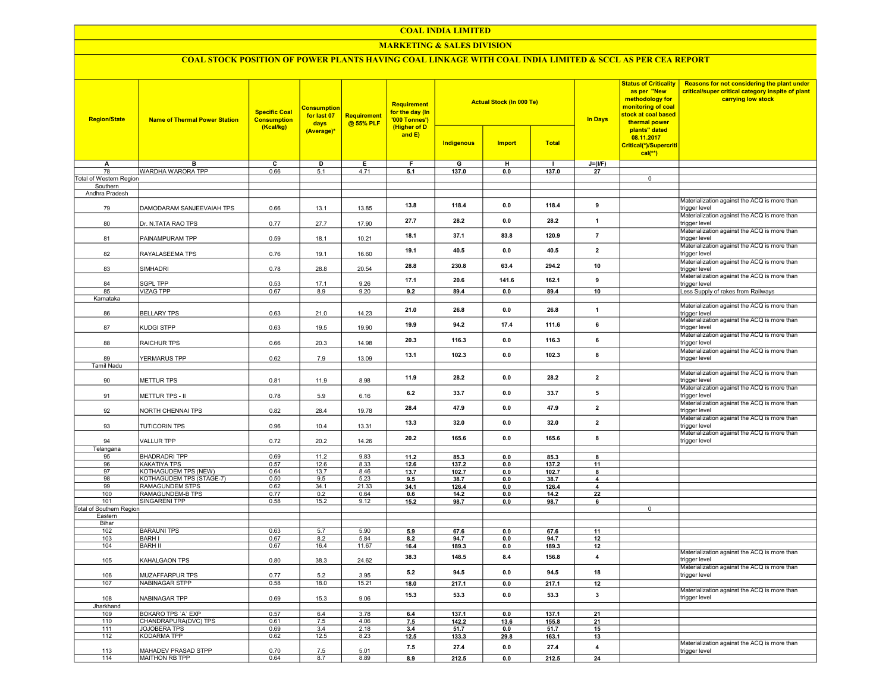# COAL INDIA LIMITED

## MARKETING & SALES DIVISION

### COAL STOCK POSITION OF POWER PLANTS HAVING COAL LINKAGE WITH COAL INDIA LIMITED & SCCL AS PER CEA REPORT

| Region/State | Name of Thermal Power Station | Specific Coal Consumption (Kcal/kg) | Consumption for last 07 days (Average)* | Requirement @ 55% PLF | Requirement for the day (In '000 Tonnes') (Higher of D and E) | Actual Stock (In 000 Te) | | | In Days | Status of Criticality as per "New methodology for monitoring of coal stock at coal based thermal power plants" dated 08.11.2017 Critical(*)/Supercritical(**) | Reasons for not considering the plant under critical/super critical category inspite of plant carrying low stock |
|---|---|---|---|---|---|---|---|---|---|---|---|
| | | | | | | Indigenous | Import | Total | | | |
| A | B | C | D | E | F | G | H | I | J=(I/F) | | |
| 78 | WARDHA WARORA TPP | 0.66 | 5.1 | 4.71 | 5.1 | 137.0 | 0.0 | 137.0 | 27 | | |
| Total of Western Region | | | | | | | | | | 0 | |
| Southern | | | | | | | | | | | |
| Andhra Pradesh | | | | | | | | | | | |
| 79 | DAMODARAM SANJEEVAIAH TPS | 0.66 | 13.1 | 13.85 | 13.8 | 118.4 | 0.0 | 118.4 | 9 | | Materialization against the ACQ is more than trigger level |
| 80 | Dr. N.TATA RAO TPS | 0.77 | 27.7 | 17.90 | 27.7 | 28.2 | 0.0 | 28.2 | 1 | | Materialization against the ACQ is more than trigger level |
| 81 | PAINAMPURAM TPP | 0.59 | 18.1 | 10.21 | 18.1 | 37.1 | 83.8 | 120.9 | 7 | | Materialization against the ACQ is more than trigger level |
| 82 | RAYALASEEMA TPS | 0.76 | 19.1 | 16.60 | 19.1 | 40.5 | 0.0 | 40.5 | 2 | | Materialization against the ACQ is more than trigger level |
| 83 | SIMHADRI | 0.78 | 28.8 | 20.54 | 28.8 | 230.8 | 63.4 | 294.2 | 10 | | Materialization against the ACQ is more than trigger level |
| 84 | SGPL TPP | 0.53 | 17.1 | 9.26 | 17.1 | 20.6 | 141.6 | 162.1 | 9 | | Materialization against the ACQ is more than trigger level |
| 85 | VIZAG TPP | 0.67 | 8.9 | 9.20 | 9.2 | 89.4 | 0.0 | 89.4 | 10 | | Less Supply of rakes from Railways |
| Karnataka | | | | | | | | | | | |
| 86 | BELLARY TPS | 0.63 | 21.0 | 14.23 | 21.0 | 26.8 | 0.0 | 26.8 | 1 | | Materialization against the ACQ is more than trigger level |
| 87 | KUDGI STPP | 0.63 | 19.5 | 19.90 | 19.9 | 94.2 | 17.4 | 111.6 | 6 | | Materialization against the ACQ is more than trigger level |
| 88 | RAICHUR TPS | 0.66 | 20.3 | 14.98 | 20.3 | 116.3 | 0.0 | 116.3 | 6 | | Materialization against the ACQ is more than trigger level |
| 89 | YERMARUS TPP | 0.62 | 7.9 | 13.09 | 13.1 | 102.3 | 0.0 | 102.3 | 8 | | Materialization against the ACQ is more than trigger level |
| Tamil Nadu | | | | | | | | | | | |
| 90 | METTUR TPS | 0.81 | 11.9 | 8.98 | 11.9 | 28.2 | 0.0 | 28.2 | 2 | | Materialization against the ACQ is more than trigger level |
| 91 | METTUR TPS - II | 0.78 | 5.9 | 6.16 | 6.2 | 33.7 | 0.0 | 33.7 | 5 | | Materialization against the ACQ is more than trigger level |
| 92 | NORTH CHENNAI TPS | 0.82 | 28.4 | 19.78 | 28.4 | 47.9 | 0.0 | 47.9 | 2 | | Materialization against the ACQ is more than trigger level |
| 93 | TUTICORIN TPS | 0.96 | 10.4 | 13.31 | 13.3 | 32.0 | 0.0 | 32.0 | 2 | | Materialization against the ACQ is more than trigger level |
| 94 | VALLUR TPP | 0.72 | 20.2 | 14.26 | 20.2 | 165.6 | 0.0 | 165.6 | 8 | | Materialization against the ACQ is more than trigger level |
| Telangana | | | | | | | | | | | |
| 95 | BHADRADRI TPP | 0.69 | 11.2 | 9.83 | 11.2 | 85.3 | 0.0 | 85.3 | 8 | | |
| 96 | KAKATIYA TPS | 0.57 | 12.6 | 8.33 | 12.6 | 137.2 | 0.0 | 137.2 | 11 | | |
| 97 | KOTHAGUDEM TPS (NEW) | 0.64 | 13.7 | 8.46 | 13.7 | 102.7 | 0.0 | 102.7 | 8 | | |
| 98 | KOTHAGUDEM TPS (STAGE-7) | 0.50 | 9.5 | 5.23 | 9.5 | 38.7 | 0.0 | 38.7 | 4 | | |
| 99 | RAMAGUNDEM STPS | 0.62 | 34.1 | 21.33 | 34.1 | 126.4 | 0.0 | 126.4 | 4 | | |
| 100 | RAMAGUNDEM-B TPS | 0.77 | 0.2 | 0.64 | 0.6 | 14.2 | 0.0 | 14.2 | 22 | | |
| 101 | SINGARENI TPP | 0.58 | 15.2 | 9.12 | 15.2 | 98.7 | 0.0 | 98.7 | 6 | | |
| Total of Southern Region | | | | | | | | | | 0 | |
| Eastern | | | | | | | | | | | |
| Bihar | | | | | | | | | | | |
| 102 | BARAUNI TPS | 0.63 | 5.7 | 5.90 | 5.9 | 67.6 | 0.0 | 67.6 | 11 | | |
| 103 | BARH I | 0.67 | 8.2 | 5.84 | 8.2 | 94.7 | 0.0 | 94.7 | 12 | | |
| 104 | BARH II | 0.67 | 16.4 | 11.67 | 16.4 | 189.3 | 0.0 | 189.3 | 12 | | |
| 105 | KAHALGAON TPS | 0.80 | 38.3 | 24.62 | 38.3 | 148.5 | 8.4 | 156.8 | 4 | | Materialization against the ACQ is more than trigger level |
| 106 | MUZAFFARPUR TPS | 0.77 | 5.2 | 3.95 | 5.2 | 94.5 | 0.0 | 94.5 | 18 | | Materialization against the ACQ is more than trigger level |
| 107 | NABINAGAR STPP | 0.58 | 18.0 | 15.21 | 18.0 | 217.1 | 0.0 | 217.1 | 12 | | |
| 108 | NABINAGAR TPP | 0.69 | 15.3 | 9.06 | 15.3 | 53.3 | 0.0 | 53.3 | 3 | | Materialization against the ACQ is more than trigger level |
| Jharkhand | | | | | | | | | | | |
| 109 | BOKARO TPS `A` EXP | 0.57 | 6.4 | 3.78 | 6.4 | 137.1 | 0.0 | 137.1 | 21 | | |
| 110 | CHANDRAPURA(DVC) TPS | 0.61 | 7.5 | 4.06 | 7.5 | 142.2 | 13.6 | 155.8 | 21 | | |
| 111 | JOJOBERA TPS | 0.69 | 3.4 | 2.18 | 3.4 | 51.7 | 0.0 | 51.7 | 15 | | |
| 112 | KODARMA TPP | 0.62 | 12.5 | 8.23 | 12.5 | 133.3 | 29.8 | 163.1 | 13 | | |
| 113 | MAHADEV PRASAD STPP | 0.70 | 7.5 | 5.01 | 7.5 | 27.4 | 0.0 | 27.4 | 4 | | Materialization against the ACQ is more than trigger level |
| 114 | MAITHON RB TPP | 0.64 | 8.7 | 8.89 | 8.9 | 212.5 | 0.0 | 212.5 | 24 | | |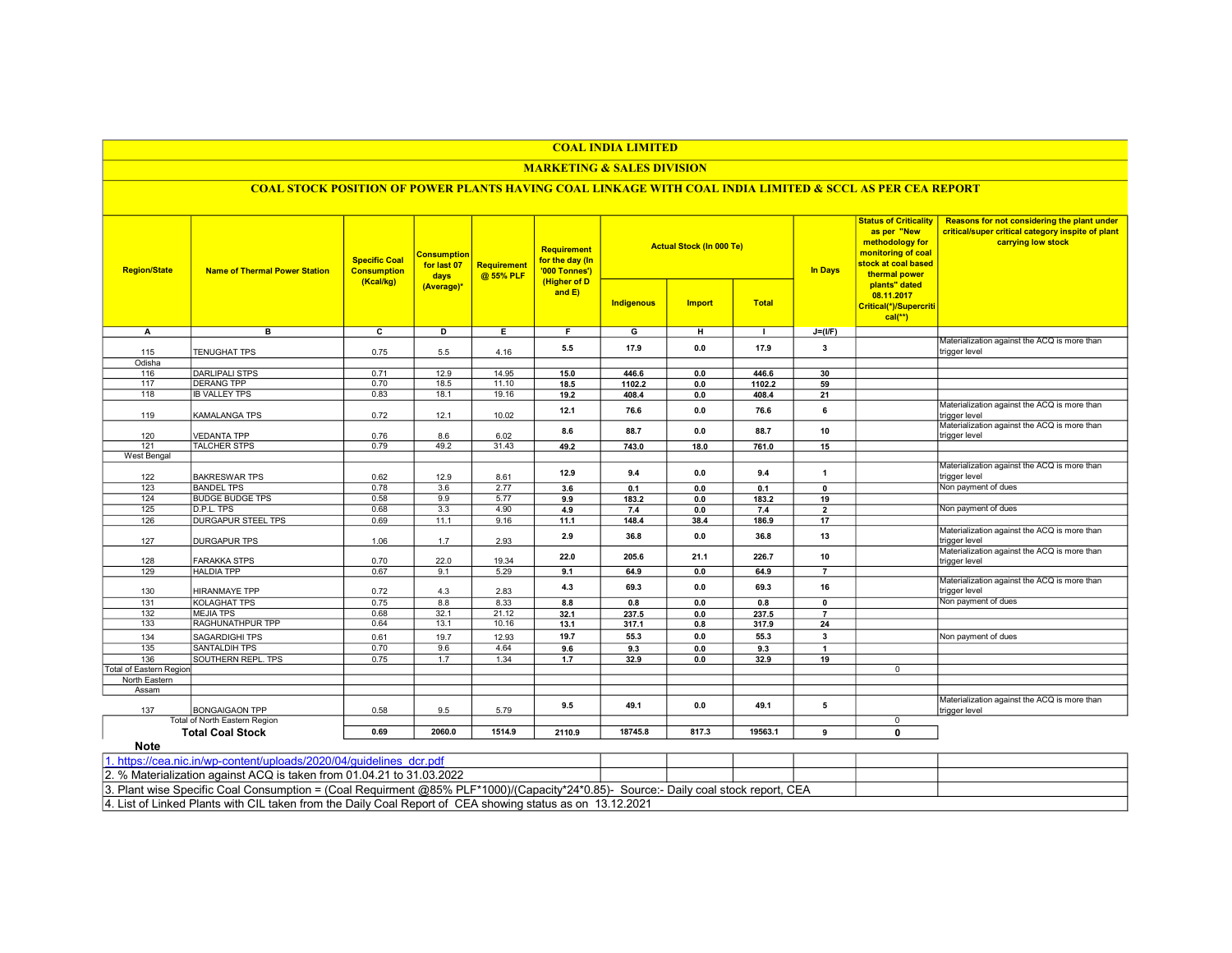# COAL INDIA LIMITED

## MARKETING & SALES DIVISION

### COAL STOCK POSITION OF POWER PLANTS HAVING COAL LINKAGE WITH COAL INDIA LIMITED & SCCL AS PER CEA REPORT

| Region/State | Name of Thermal Power Station | Specific Coal Consumption (Kcal/kg) | Consumption for last 07 days (Average)* | Requirement @ 55% PLF | Requirement for the day (In '000 Tonnes') (Higher of D and E) | Actual Stock (In 000 Te) | | | In Days | Status of Criticality as per "New methodology for monitoring of coal stock at coal based thermal power plants" dated 08.11.2017 Critical(*)/Supercritical(**) | Reasons for not considering the plant under critical/super critical category inspite of plant carrying low stock |
|---|---|---|---|---|---|---|---|---|---|---|---|
| | | | | | | Indigenous | Import | Total | | | |
| A | B | C | D | E | F | G | H | I | J=(I/F) | | |
| 115 | TENUGHAT TPS | 0.75 | 5.5 | 4.16 | 5.5 | 17.9 | 0.0 | 17.9 | 3 | | Materialization against the ACQ is more than trigger level |
| Odisha | | | | | | | | | | | |
| 116 | DARLIPALI STPS | 0.71 | 12.9 | 14.95 | 15.0 | 446.6 | 0.0 | 446.6 | 30 | | |
| 117 | DERANG TPP | 0.70 | 18.5 | 11.10 | 18.5 | 1102.2 | 0.0 | 1102.2 | 59 | | |
| 118 | IB VALLEY TPS | 0.83 | 18.1 | 19.16 | 19.2 | 408.4 | 0.0 | 408.4 | 21 | | |
| 119 | KAMALANGA TPS | 0.72 | 12.1 | 10.02 | 12.1 | 76.6 | 0.0 | 76.6 | 6 | | Materialization against the ACQ is more than trigger level |
| 120 | VEDANTA TPP | 0.76 | 8.6 | 6.02 | 8.6 | 88.7 | 0.0 | 88.7 | 10 | | Materialization against the ACQ is more than trigger level |
| 121 | TALCHER STPS | 0.79 | 49.2 | 31.43 | 49.2 | 743.0 | 18.0 | 761.0 | 15 | | |
| West Bengal | | | | | | | | | | | |
| 122 | BAKRESWAR TPS | 0.62 | 12.9 | 8.61 | 12.9 | 9.4 | 0.0 | 9.4 | 1 | | Materialization against the ACQ is more than trigger level |
| 123 | BANDEL TPS | 0.78 | 3.6 | 2.77 | 3.6 | 0.1 | 0.0 | 0.1 | 0 | | Non payment of dues |
| 124 | BUDGE BUDGE TPS | 0.58 | 9.9 | 5.77 | 9.9 | 183.2 | 0.0 | 183.2 | 19 | | |
| 125 | D.P.L. TPS | 0.68 | 3.3 | 4.90 | 4.9 | 7.4 | 0.0 | 7.4 | 2 | | Non payment of dues |
| 126 | DURGAPUR STEEL TPS | 0.69 | 11.1 | 9.16 | 11.1 | 148.4 | 38.4 | 186.9 | 17 | | |
| 127 | DURGAPUR TPS | 1.06 | 1.7 | 2.93 | 2.9 | 36.8 | 0.0 | 36.8 | 13 | | Materialization against the ACQ is more than trigger level |
| 128 | FARAKKA STPS | 0.70 | 22.0 | 19.34 | 22.0 | 205.6 | 21.1 | 226.7 | 10 | | Materialization against the ACQ is more than trigger level |
| 129 | HALDIA TPP | 0.67 | 9.1 | 5.29 | 9.1 | 64.9 | 0.0 | 64.9 | 7 | | |
| 130 | HIRANMAYE TPP | 0.72 | 4.3 | 2.83 | 4.3 | 69.3 | 0.0 | 69.3 | 16 | | Materialization against the ACQ is more than trigger level |
| 131 | KOLAGHAT TPS | 0.75 | 8.8 | 8.33 | 8.8 | 0.8 | 0.0 | 0.8 | 0 | | Non payment of dues |
| 132 | MEJIA TPS | 0.68 | 32.1 | 21.12 | 32.1 | 237.5 | 0.0 | 237.5 | 7 | | |
| 133 | RAGHUNATHPUR TPP | 0.64 | 13.1 | 10.16 | 13.1 | 317.1 | 0.8 | 317.9 | 24 | | |
| 134 | SAGARDIGHI TPS | 0.61 | 19.7 | 12.93 | 19.7 | 55.3 | 0.0 | 55.3 | 3 | | Non payment of dues |
| 135 | SANTALDIH TPS | 0.70 | 9.6 | 4.64 | 9.6 | 9.3 | 0.0 | 9.3 | 1 | | |
| 136 | SOUTHERN REPL. TPS | 0.75 | 1.7 | 1.34 | 1.7 | 32.9 | 0.0 | 32.9 | 19 | | |
| Total of Eastern Region | | | | | | | | | | 0 | |
| North Eastern | | | | | | | | | | | |
| Assam | | | | | | | | | | | |
| 137 | BONGAIGAON TPP | 0.58 | 9.5 | 5.79 | 9.5 | 49.1 | 0.0 | 49.1 | 5 | | Materialization against the ACQ is more than trigger level |
| Total of North Eastern Region | | | | | | | | | | 0 | |
| **Total Coal Stock** | | 0.69 | 2060.0 | 1514.9 | 2110.9 | 18745.8 | 817.3 | 19563.1 | 9 | 0 | |

**Note**

1. https://cea.nic.in/wp-content/uploads/2020/04/guidelines_dcr.pdf
2. % Materialization against ACQ is taken from 01.04.21 to 31.03.2022
3. Plant wise Specific Coal Consumption = (Coal Requirment @85% PLF*1000)/(Capacity*24*0.85)- Source:- Daily coal stock report, CEA
4. List of Linked Plants with CIL taken from the Daily Coal Report of CEA showing status as on 13.12.2021